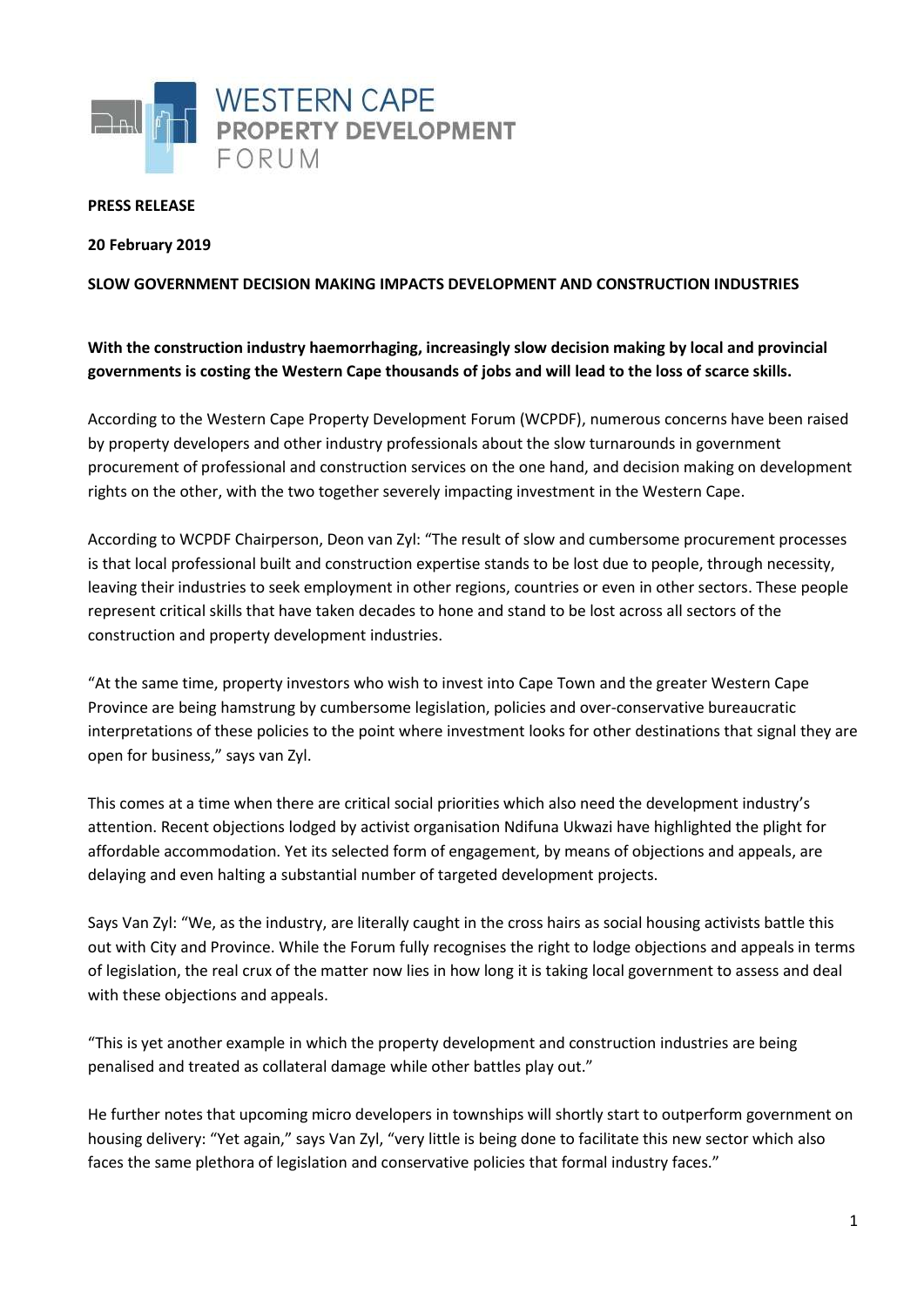WESTERN CAPE
PROPERTY DEVELOPMENT
FORUM

**PRESS RELEASE**

**20 February 2019**

**SLOW GOVERNMENT DECISION MAKING IMPACTS DEVELOPMENT AND CONSTRUCTION INDUSTRIES**

**With the construction industry haemorrhaging, increasingly slow decision making by local and provincial governments is costing the Western Cape thousands of jobs and will lead to the loss of scarce skills.**

According to the Western Cape Property Development Forum (WCPDF), numerous concerns have been raised by property developers and other industry professionals about the slow turnarounds in government procurement of professional and construction services on the one hand, and decision making on development rights on the other, with the two together severely impacting investment in the Western Cape.

According to WCPDF Chairperson, Deon van Zyl: "The result of slow and cumbersome procurement processes is that local professional built and construction expertise stands to be lost due to people, through necessity, leaving their industries to seek employment in other regions, countries or even in other sectors. These people represent critical skills that have taken decades to hone and stand to be lost across all sectors of the construction and property development industries.

"At the same time, property investors who wish to invest into Cape Town and the greater Western Cape Province are being hamstrung by cumbersome legislation, policies and over-conservative bureaucratic interpretations of these policies to the point where investment looks for other destinations that signal they are open for business," says van Zyl.

This comes at a time when there are critical social priorities which also need the development industry's attention. Recent objections lodged by activist organisation Ndifuna Ukwazi have highlighted the plight for affordable accommodation. Yet its selected form of engagement, by means of objections and appeals, are delaying and even halting a substantial number of targeted development projects.

Says Van Zyl: "We, as the industry, are literally caught in the cross hairs as social housing activists battle this out with City and Province. While the Forum fully recognises the right to lodge objections and appeals in terms of legislation, the real crux of the matter now lies in how long it is taking local government to assess and deal with these objections and appeals.

"This is yet another example in which the property development and construction industries are being penalised and treated as collateral damage while other battles play out."

He further notes that upcoming micro developers in townships will shortly start to outperform government on housing delivery: "Yet again," says Van Zyl, "very little is being done to facilitate this new sector which also faces the same plethora of legislation and conservative policies that formal industry faces."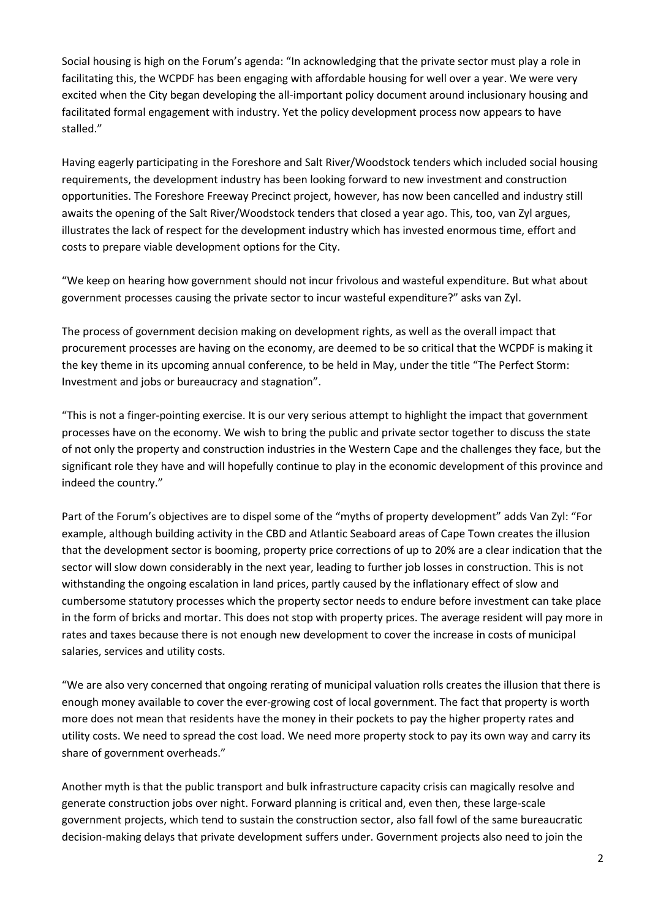Social housing is high on the Forum's agenda: "In acknowledging that the private sector must play a role in facilitating this, the WCPDF has been engaging with affordable housing for well over a year. We were very excited when the City began developing the all-important policy document around inclusionary housing and facilitated formal engagement with industry. Yet the policy development process now appears to have stalled."

Having eagerly participating in the Foreshore and Salt River/Woodstock tenders which included social housing requirements, the development industry has been looking forward to new investment and construction opportunities. The Foreshore Freeway Precinct project, however, has now been cancelled and industry still awaits the opening of the Salt River/Woodstock tenders that closed a year ago. This, too, van Zyl argues, illustrates the lack of respect for the development industry which has invested enormous time, effort and costs to prepare viable development options for the City.

"We keep on hearing how government should not incur frivolous and wasteful expenditure. But what about government processes causing the private sector to incur wasteful expenditure?" asks van Zyl.

The process of government decision making on development rights, as well as the overall impact that procurement processes are having on the economy, are deemed to be so critical that the WCPDF is making it the key theme in its upcoming annual conference, to be held in May, under the title "The Perfect Storm: Investment and jobs or bureaucracy and stagnation".

"This is not a finger-pointing exercise. It is our very serious attempt to highlight the impact that government processes have on the economy. We wish to bring the public and private sector together to discuss the state of not only the property and construction industries in the Western Cape and the challenges they face, but the significant role they have and will hopefully continue to play in the economic development of this province and indeed the country."

Part of the Forum's objectives are to dispel some of the "myths of property development" adds Van Zyl: "For example, although building activity in the CBD and Atlantic Seaboard areas of Cape Town creates the illusion that the development sector is booming, property price corrections of up to 20% are a clear indication that the sector will slow down considerably in the next year, leading to further job losses in construction. This is not withstanding the ongoing escalation in land prices, partly caused by the inflationary effect of slow and cumbersome statutory processes which the property sector needs to endure before investment can take place in the form of bricks and mortar. This does not stop with property prices. The average resident will pay more in rates and taxes because there is not enough new development to cover the increase in costs of municipal salaries, services and utility costs.

"We are also very concerned that ongoing rerating of municipal valuation rolls creates the illusion that there is enough money available to cover the ever-growing cost of local government. The fact that property is worth more does not mean that residents have the money in their pockets to pay the higher property rates and utility costs. We need to spread the cost load. We need more property stock to pay its own way and carry its share of government overheads."

Another myth is that the public transport and bulk infrastructure capacity crisis can magically resolve and generate construction jobs over night. Forward planning is critical and, even then, these large-scale government projects, which tend to sustain the construction sector, also fall fowl of the same bureaucratic decision-making delays that private development suffers under. Government projects also need to join the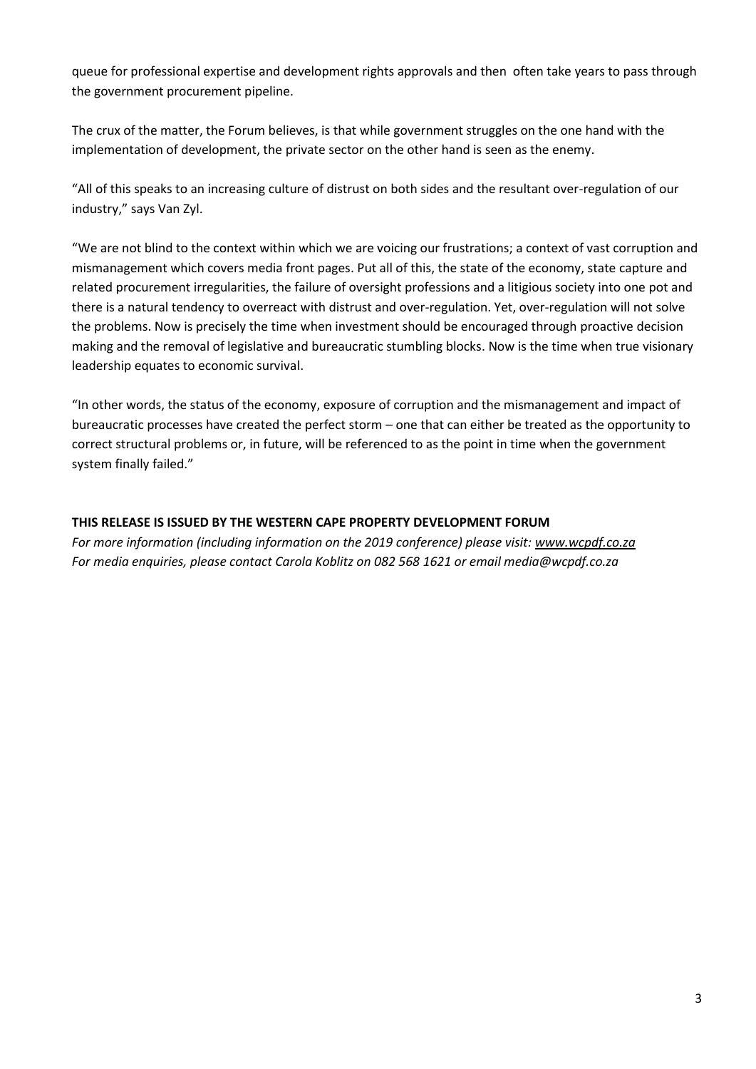queue for professional expertise and development rights approvals and then often take years to pass through the government procurement pipeline.

The crux of the matter, the Forum believes, is that while government struggles on the one hand with the implementation of development, the private sector on the other hand is seen as the enemy.

"All of this speaks to an increasing culture of distrust on both sides and the resultant over-regulation of our industry," says Van Zyl.

"We are not blind to the context within which we are voicing our frustrations; a context of vast corruption and mismanagement which covers media front pages. Put all of this, the state of the economy, state capture and related procurement irregularities, the failure of oversight professions and a litigious society into one pot and there is a natural tendency to overreact with distrust and over-regulation. Yet, over-regulation will not solve the problems. Now is precisely the time when investment should be encouraged through proactive decision making and the removal of legislative and bureaucratic stumbling blocks. Now is the time when true visionary leadership equates to economic survival.

"In other words, the status of the economy, exposure of corruption and the mismanagement and impact of bureaucratic processes have created the perfect storm – one that can either be treated as the opportunity to correct structural problems or, in future, will be referenced to as the point in time when the government system finally failed."

**THIS RELEASE IS ISSUED BY THE WESTERN CAPE PROPERTY DEVELOPMENT FORUM**

*For more information (including information on the 2019 conference) please visit: www.wcpdf.co.za*

*For media enquiries, please contact Carola Koblitz on 082 568 1621 or email media@wcpdf.co.za*